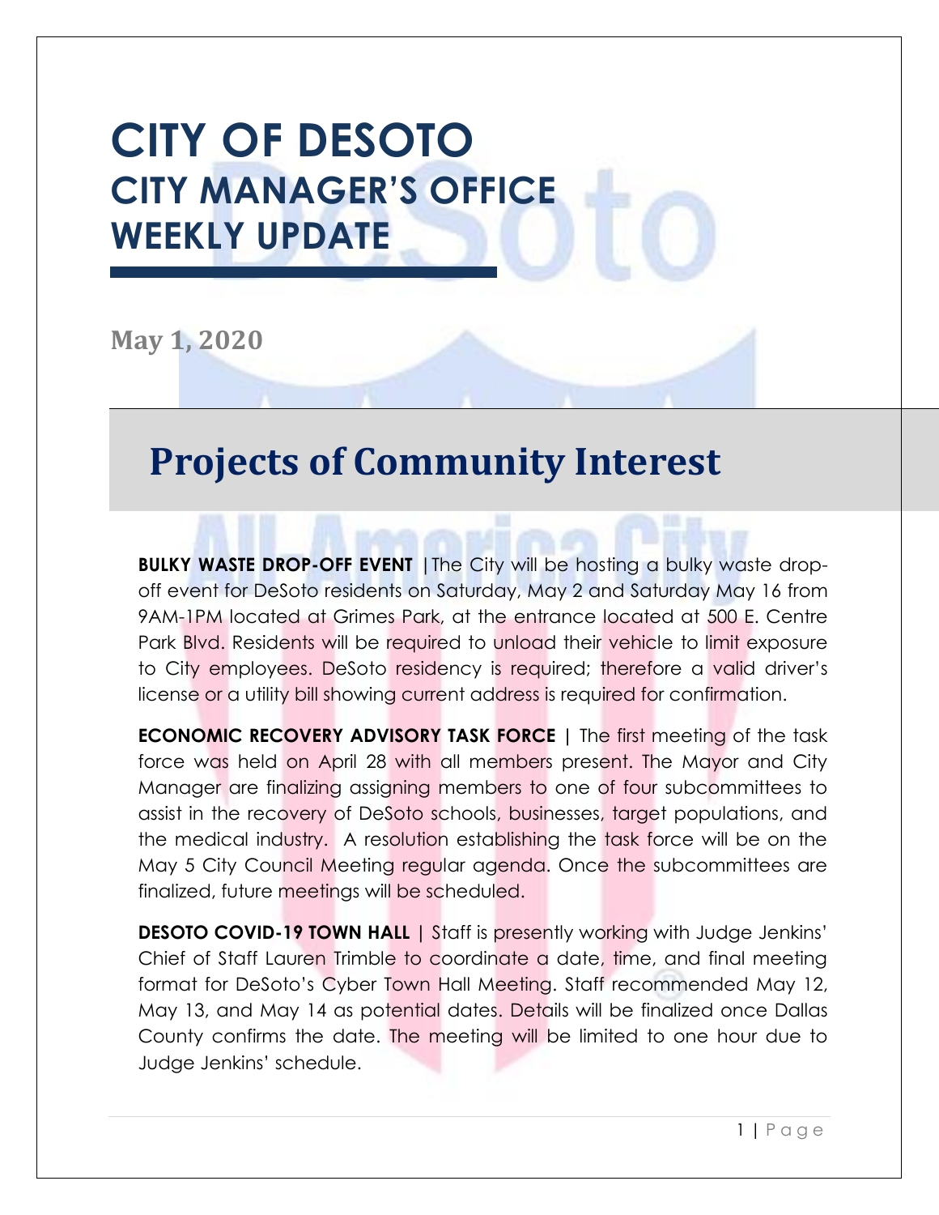# CITY OF DESOTO
## CITY MANAGER'S OFFICE
## WEEKLY UPDATE

**May 1, 2020**

# Projects of Community Interest

**BULKY WASTE DROP-OFF EVENT** |The City will be hosting a bulky waste drop-off event for DeSoto residents on Saturday, May 2 and Saturday May 16 from 9AM-1PM located at Grimes Park, at the entrance located at 500 E. Centre Park Blvd. Residents will be required to unload their vehicle to limit exposure to City employees. DeSoto residency is required; therefore a valid driver's license or a utility bill showing current address is required for confirmation.

**ECONOMIC RECOVERY ADVISORY TASK FORCE** | The first meeting of the task force was held on April 28 with all members present. The Mayor and City Manager are finalizing assigning members to one of four subcommittees to assist in the recovery of DeSoto schools, businesses, target populations, and the medical industry. A resolution establishing the task force will be on the May 5 City Council Meeting regular agenda. Once the subcommittees are finalized, future meetings will be scheduled.

**DESOTO COVID-19 TOWN HALL** | Staff is presently working with Judge Jenkins' Chief of Staff Lauren Trimble to coordinate a date, time, and final meeting format for DeSoto's Cyber Town Hall Meeting. Staff recommended May 12, May 13, and May 14 as potential dates. Details will be finalized once Dallas County confirms the date. The meeting will be limited to one hour due to Judge Jenkins' schedule.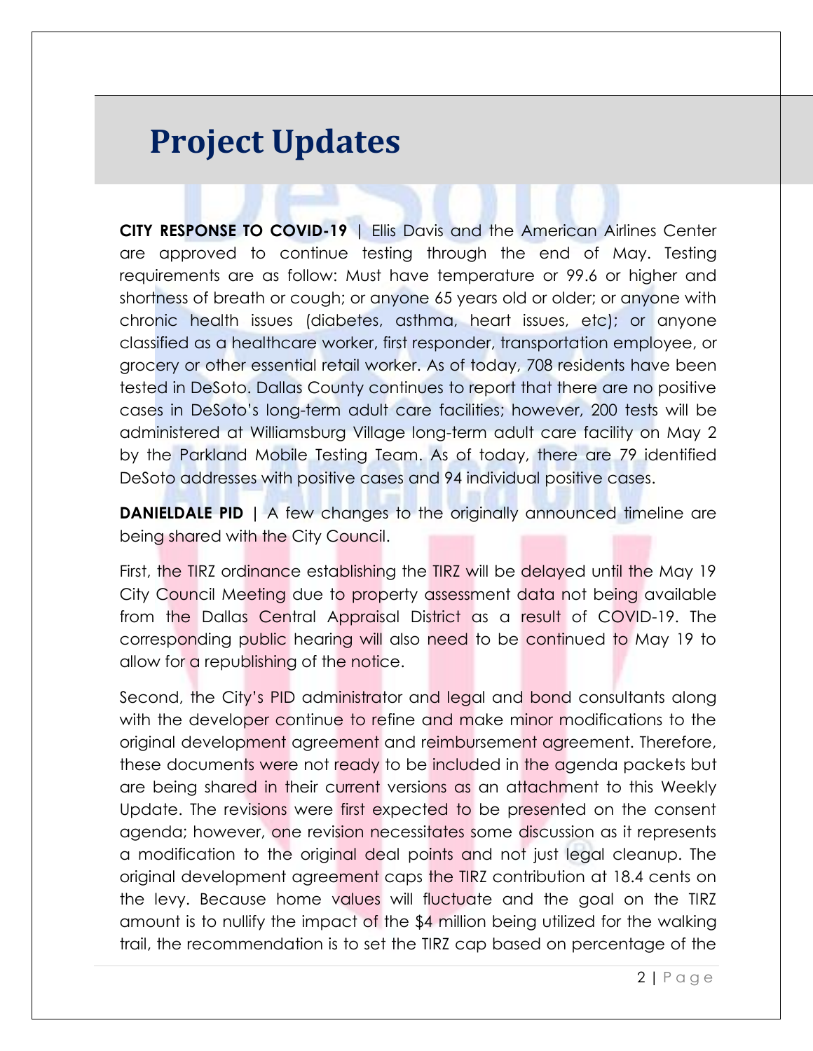# Project Updates

**CITY RESPONSE TO COVID-19** | Ellis Davis and the American Airlines Center are approved to continue testing through the end of May. Testing requirements are as follow: Must have temperature or 99.6 or higher and shortness of breath or cough; or anyone 65 years old or older; or anyone with chronic health issues (diabetes, asthma, heart issues, etc); or anyone classified as a healthcare worker, first responder, transportation employee, or grocery or other essential retail worker. As of today, 708 residents have been tested in DeSoto. Dallas County continues to report that there are no positive cases in DeSoto's long-term adult care facilities; however, 200 tests will be administered at Williamsburg Village long-term adult care facility on May 2 by the Parkland Mobile Testing Team. As of today, there are 79 identified DeSoto addresses with positive cases and 94 individual positive cases.

**DANIELDALE PID** | A few changes to the originally announced timeline are being shared with the City Council.

First, the TIRZ ordinance establishing the TIRZ will be delayed until the May 19 City Council Meeting due to property assessment data not being available from the Dallas Central Appraisal District as a result of COVID-19. The corresponding public hearing will also need to be continued to May 19 to allow for a republishing of the notice.

Second, the City's PID administrator and legal and bond consultants along with the developer continue to refine and make minor modifications to the original development agreement and reimbursement agreement. Therefore, these documents were not ready to be included in the agenda packets but are being shared in their current versions as an attachment to this Weekly Update. The revisions were first expected to be presented on the consent agenda; however, one revision necessitates some discussion as it represents a modification to the original deal points and not just legal cleanup. The original development agreement caps the TIRZ contribution at 18.4 cents on the levy. Because home values will fluctuate and the goal on the TIRZ amount is to nullify the impact of the $4 million being utilized for the walking trail, the recommendation is to set the TIRZ cap based on percentage of the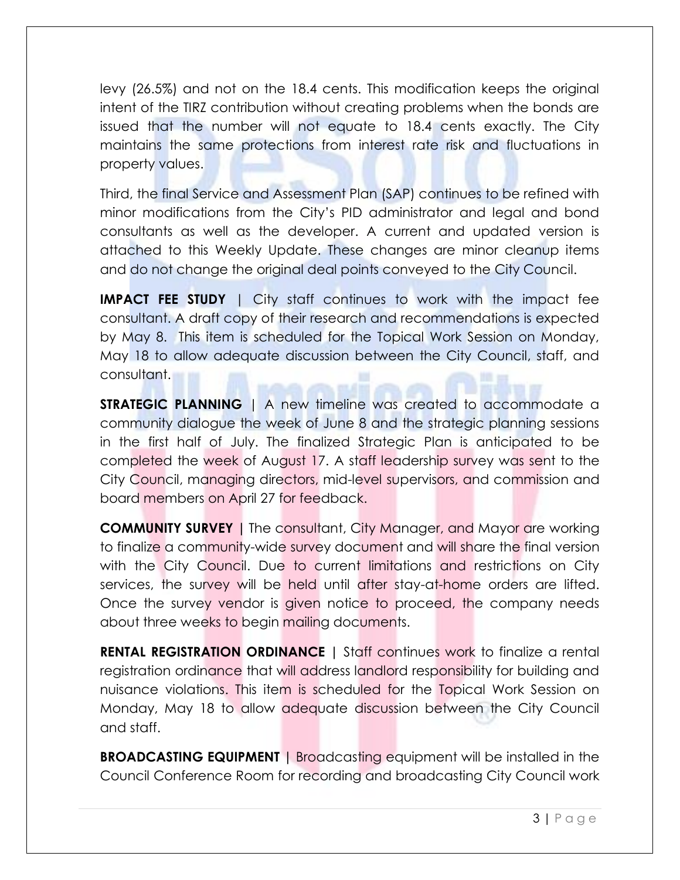levy (26.5%) and not on the 18.4 cents. This modification keeps the original intent of the TIRZ contribution without creating problems when the bonds are issued that the number will not equate to 18.4 cents exactly. The City maintains the same protections from interest rate risk and fluctuations in property values.

Third, the final Service and Assessment Plan (SAP) continues to be refined with minor modifications from the City's PID administrator and legal and bond consultants as well as the developer. A current and updated version is attached to this Weekly Update. These changes are minor cleanup items and do not change the original deal points conveyed to the City Council.

**IMPACT FEE STUDY** | City staff continues to work with the impact fee consultant. A draft copy of their research and recommendations is expected by May 8. This item is scheduled for the Topical Work Session on Monday, May 18 to allow adequate discussion between the City Council, staff, and consultant.

**STRATEGIC PLANNING** | A new timeline was created to accommodate a community dialogue the week of June 8 and the strategic planning sessions in the first half of July. The finalized Strategic Plan is anticipated to be completed the week of August 17. A staff leadership survey was sent to the City Council, managing directors, mid-level supervisors, and commission and board members on April 27 for feedback.

**COMMUNITY SURVEY** | The consultant, City Manager, and Mayor are working to finalize a community-wide survey document and will share the final version with the City Council. Due to current limitations and restrictions on City services, the survey will be held until after stay-at-home orders are lifted. Once the survey vendor is given notice to proceed, the company needs about three weeks to begin mailing documents.

**RENTAL REGISTRATION ORDINANCE** | Staff continues work to finalize a rental registration ordinance that will address landlord responsibility for building and nuisance violations. This item is scheduled for the Topical Work Session on Monday, May 18 to allow adequate discussion between the City Council and staff.

**BROADCASTING EQUIPMENT** | Broadcasting equipment will be installed in the Council Conference Room for recording and broadcasting City Council work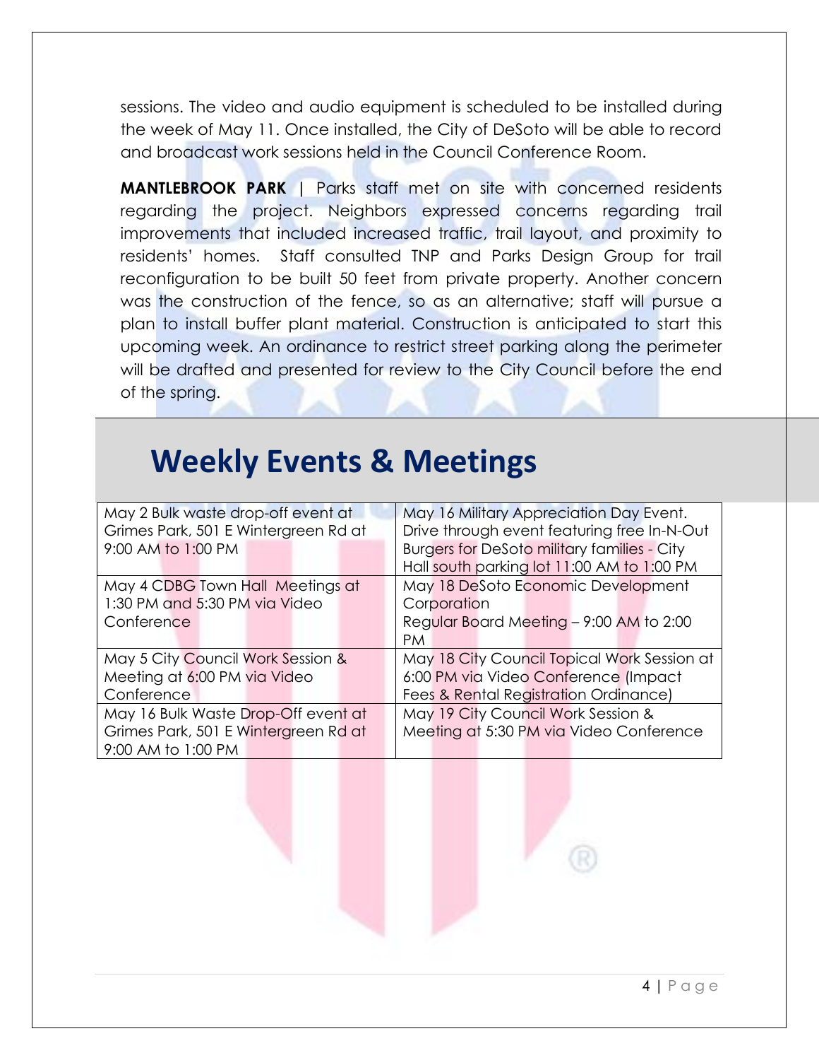sessions. The video and audio equipment is scheduled to be installed during the week of May 11. Once installed, the City of DeSoto will be able to record and broadcast work sessions held in the Council Conference Room.

**MANTLEBROOK PARK** | Parks staff met on site with concerned residents regarding the project. Neighbors expressed concerns regarding trail improvements that included increased traffic, trail layout, and proximity to residents' homes. Staff consulted TNP and Parks Design Group for trail reconfiguration to be built 50 feet from private property. Another concern was the construction of the fence, so as an alternative; staff will pursue a plan to install buffer plant material. Construction is anticipated to start this upcoming week. An ordinance to restrict street parking along the perimeter will be drafted and presented for review to the City Council before the end of the spring.

# Weekly Events & Meetings

| | |
|---|---|
| May 2 Bulk waste drop-off event at Grimes Park, 501 E Wintergreen Rd at 9:00 AM to 1:00 PM | May 16 Military Appreciation Day Event. Drive through event featuring free In-N-Out Burgers for DeSoto military families - City Hall south parking lot 11:00 AM to 1:00 PM |
| May 4 CDBG Town Hall Meetings at 1:30 PM and 5:30 PM via Video Conference | May 18 DeSoto Economic Development Corporation Regular Board Meeting – 9:00 AM to 2:00 PM |
| May 5 City Council Work Session & Meeting at 6:00 PM via Video Conference | May 18 City Council Topical Work Session at 6:00 PM via Video Conference (Impact Fees & Rental Registration Ordinance) |
| May 16 Bulk Waste Drop-Off event at Grimes Park, 501 E Wintergreen Rd at 9:00 AM to 1:00 PM | May 19 City Council Work Session & Meeting at 5:30 PM via Video Conference |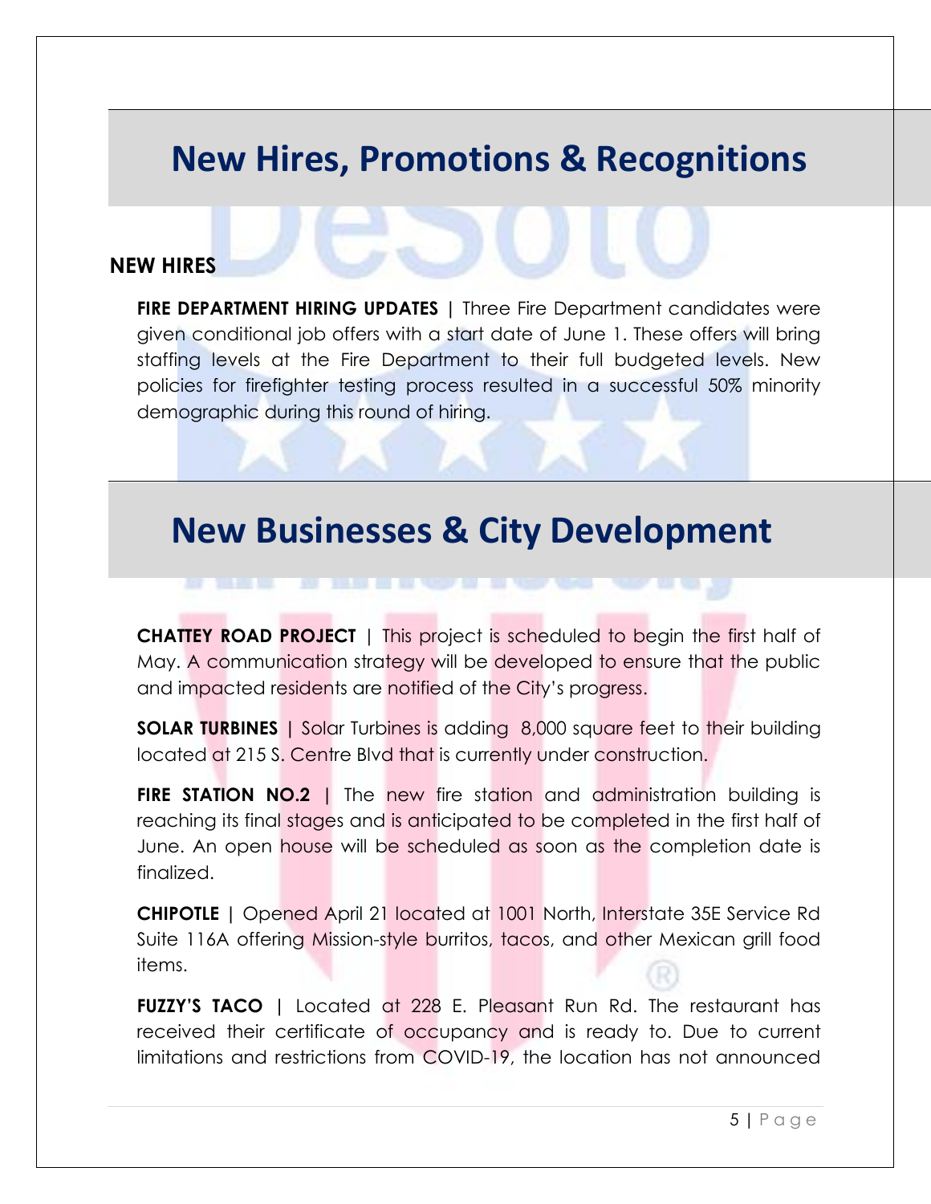# New Hires, Promotions & Recognitions

## NEW HIRES

**FIRE DEPARTMENT HIRING UPDATES |** Three Fire Department candidates were given conditional job offers with a start date of June 1. These offers will bring staffing levels at the Fire Department to their full budgeted levels. New policies for firefighter testing process resulted in a successful 50% minority demographic during this round of hiring.

# New Businesses & City Development

**CHATTEY ROAD PROJECT** | This project is scheduled to begin the first half of May. A communication strategy will be developed to ensure that the public and impacted residents are notified of the City's progress.

**SOLAR TURBINES |** Solar Turbines is adding 8,000 square feet to their building located at 215 S. Centre Blvd that is currently under construction.

**FIRE STATION NO.2** | The new fire station and administration building is reaching its final stages and is anticipated to be completed in the first half of June. An open house will be scheduled as soon as the completion date is finalized.

**CHIPOTLE |** Opened April 21 located at 1001 North, Interstate 35E Service Rd Suite 116A offering Mission-style burritos, tacos, and other Mexican grill food items.

**FUZZY'S TACO** | Located at 228 E. Pleasant Run Rd. The restaurant has received their certificate of occupancy and is ready to. Due to current limitations and restrictions from COVID-19, the location has not announced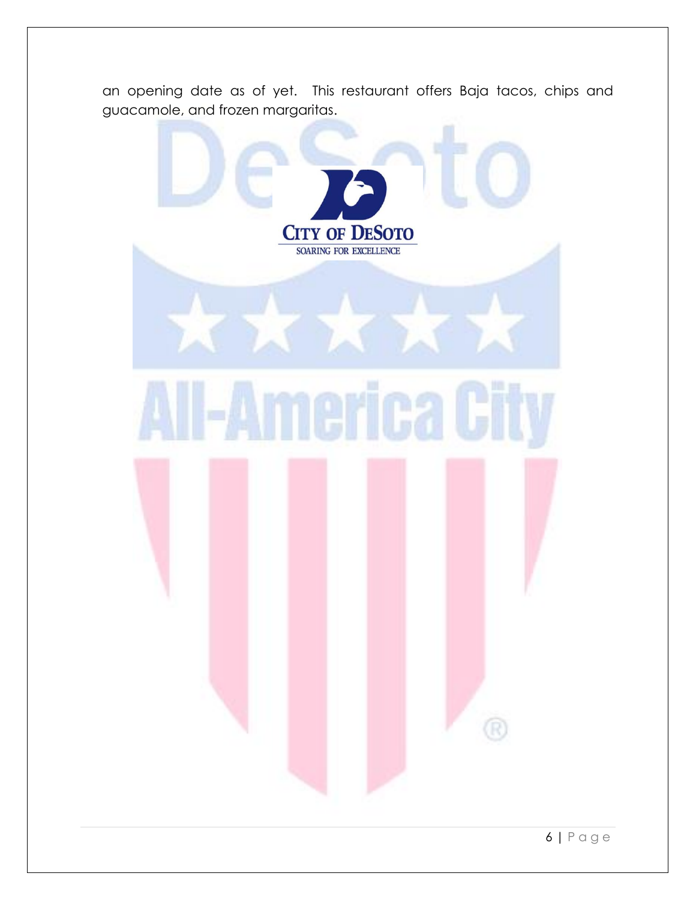an opening date as of yet. This restaurant offers Baja tacos, chips and guacamole, and frozen margaritas.